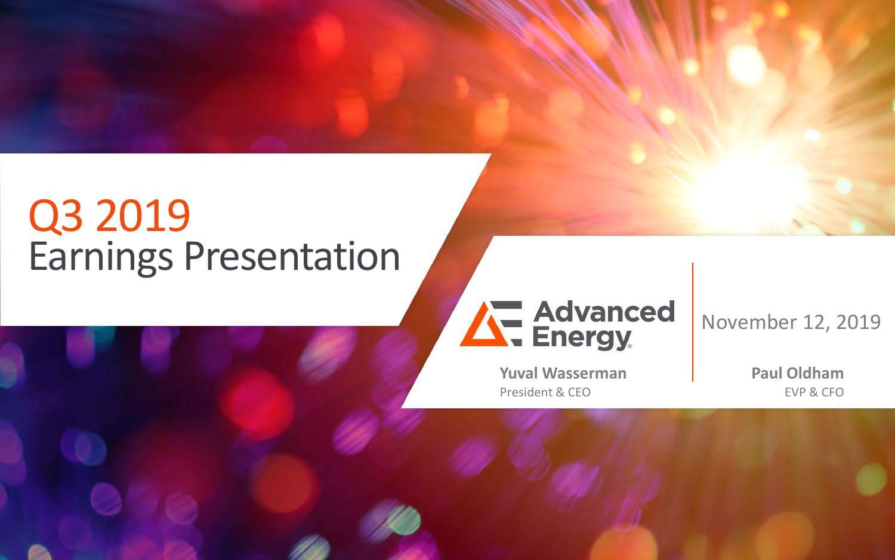# Q3 2019
# Earnings Presentation

Advanced Energy

November 12, 2019

**Yuval Wasserman**
President & CEO

**Paul Oldham**
EVP & CFO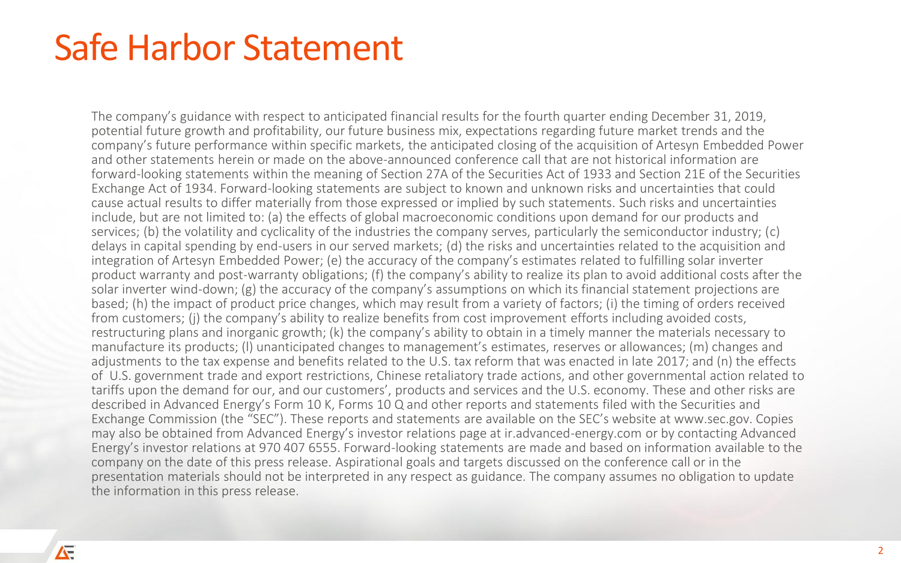# Safe Harbor Statement

The company's guidance with respect to anticipated financial results for the fourth quarter ending December 31, 2019, potential future growth and profitability, our future business mix, expectations regarding future market trends and the company's future performance within specific markets, the anticipated closing of the acquisition of Artesyn Embedded Power and other statements herein or made on the above-announced conference call that are not historical information are forward-looking statements within the meaning of Section 27A of the Securities Act of 1933 and Section 21E of the Securities Exchange Act of 1934. Forward-looking statements are subject to known and unknown risks and uncertainties that could cause actual results to differ materially from those expressed or implied by such statements. Such risks and uncertainties include, but are not limited to: (a) the effects of global macroeconomic conditions upon demand for our products and services; (b) the volatility and cyclicality of the industries the company serves, particularly the semiconductor industry; (c) delays in capital spending by end-users in our served markets; (d) the risks and uncertainties related to the acquisition and integration of Artesyn Embedded Power; (e) the accuracy of the company's estimates related to fulfilling solar inverter product warranty and post-warranty obligations; (f) the company's ability to realize its plan to avoid additional costs after the solar inverter wind-down; (g) the accuracy of the company's assumptions on which its financial statement projections are based; (h) the impact of product price changes, which may result from a variety of factors; (i) the timing of orders received from customers; (j) the company's ability to realize benefits from cost improvement efforts including avoided costs, restructuring plans and inorganic growth; (k) the company's ability to obtain in a timely manner the materials necessary to manufacture its products; (l) unanticipated changes to management's estimates, reserves or allowances; (m) changes and adjustments to the tax expense and benefits related to the U.S. tax reform that was enacted in late 2017; and (n) the effects of U.S. government trade and export restrictions, Chinese retaliatory trade actions, and other governmental action related to tariffs upon the demand for our, and our customers', products and services and the U.S. economy. These and other risks are described in Advanced Energy's Form 10 K, Forms 10 Q and other reports and statements filed with the Securities and Exchange Commission (the "SEC"). These reports and statements are available on the SEC's website at www.sec.gov. Copies may also be obtained from Advanced Energy's investor relations page at ir.advanced-energy.com or by contacting Advanced Energy's investor relations at 970 407 6555. Forward-looking statements are made and based on information available to the company on the date of this press release. Aspirational goals and targets discussed on the conference call or in the presentation materials should not be interpreted in any respect as guidance. The company assumes no obligation to update the information in this press release.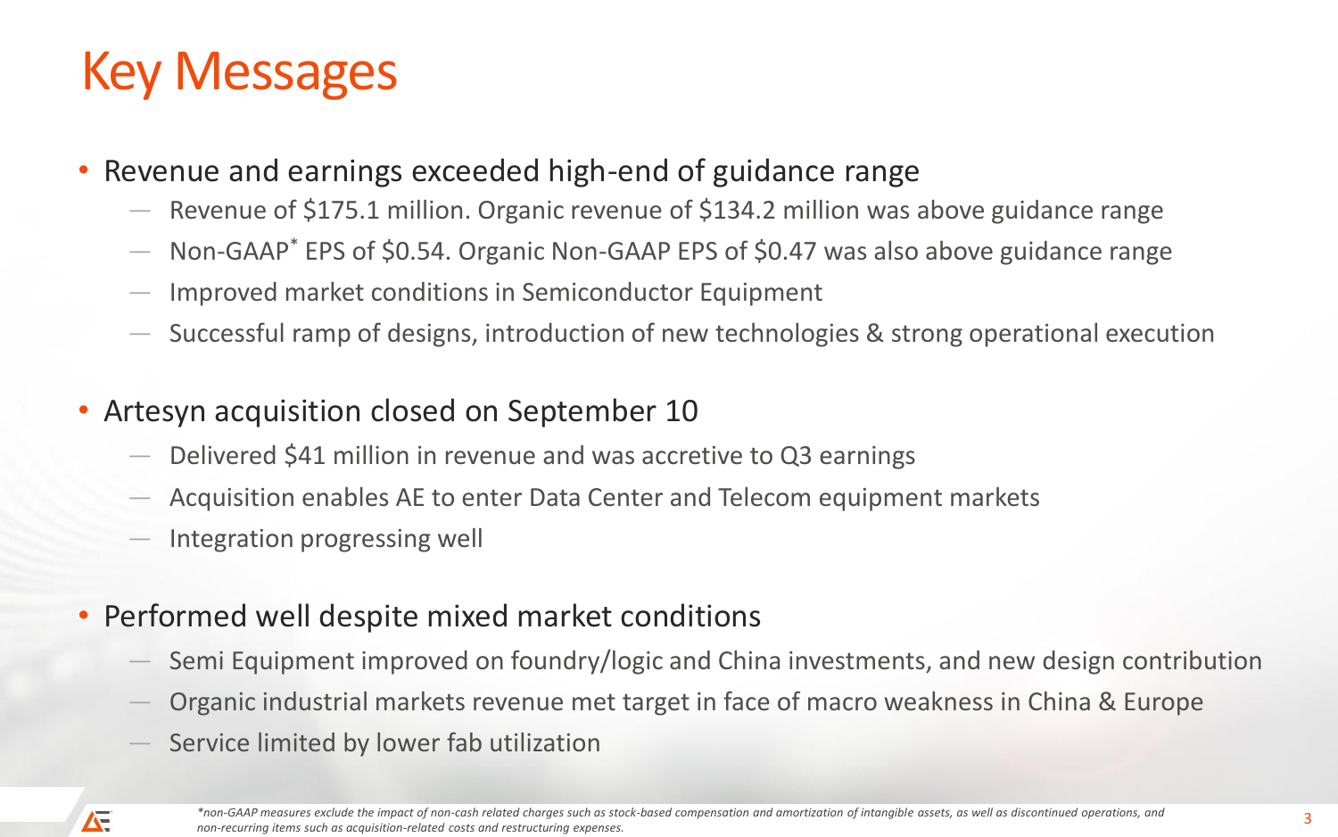# Key Messages

- Revenue and earnings exceeded high-end of guidance range
  - Revenue of $175.1 million. Organic revenue of $134.2 million was above guidance range
  - Non-GAAP* EPS of $0.54. Organic Non-GAAP EPS of $0.47 was also above guidance range
  - Improved market conditions in Semiconductor Equipment
  - Successful ramp of designs, introduction of new technologies & strong operational execution
- Artesyn acquisition closed on September 10
  - Delivered $41 million in revenue and was accretive to Q3 earnings
  - Acquisition enables AE to enter Data Center and Telecom equipment markets
  - Integration progressing well
- Performed well despite mixed market conditions
  - Semi Equipment improved on foundry/logic and China investments, and new design contribution
  - Organic industrial markets revenue met target in face of macro weakness in China & Europe
  - Service limited by lower fab utilization

*\*non-GAAP measures exclude the impact of non-cash related charges such as stock-based compensation and amortization of intangible assets, as well as discontinued operations, and non-recurring items such as acquisition-related costs and restructuring expenses.*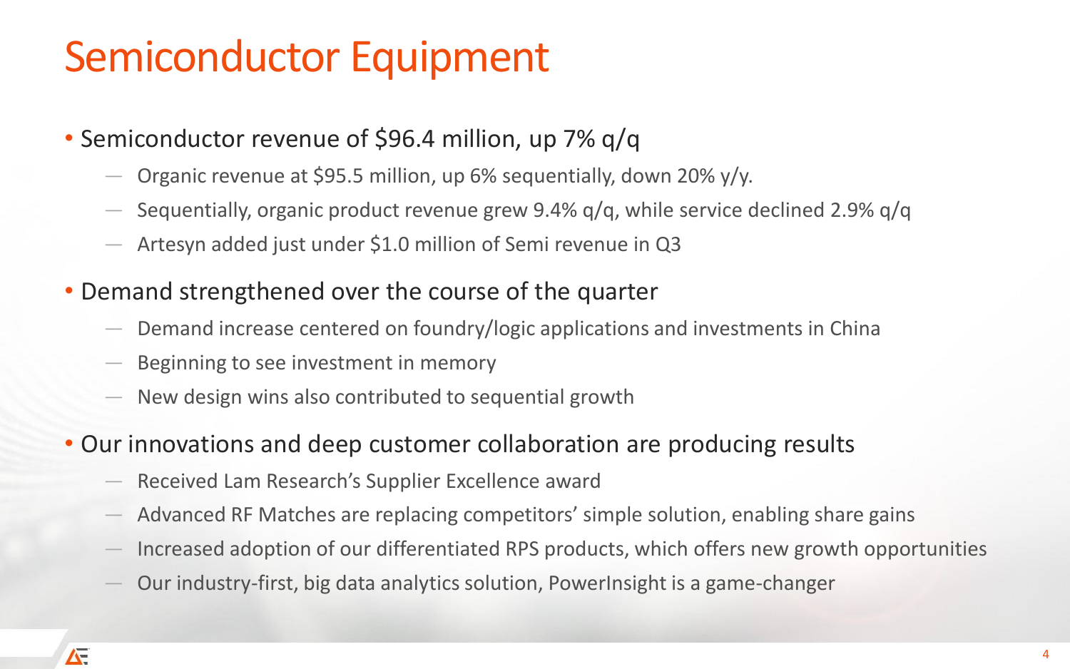# Semiconductor Equipment

- Semiconductor revenue of $96.4 million, up 7% q/q
  - Organic revenue at $95.5 million, up 6% sequentially, down 20% y/y.
  - Sequentially, organic product revenue grew 9.4% q/q, while service declined 2.9% q/q
  - Artesyn added just under $1.0 million of Semi revenue in Q3
- Demand strengthened over the course of the quarter
  - Demand increase centered on foundry/logic applications and investments in China
  - Beginning to see investment in memory
  - New design wins also contributed to sequential growth
- Our innovations and deep customer collaboration are producing results
  - Received Lam Research's Supplier Excellence award
  - Advanced RF Matches are replacing competitors' simple solution, enabling share gains
  - Increased adoption of our differentiated RPS products, which offers new growth opportunities
  - Our industry-first, big data analytics solution, PowerInsight is a game-changer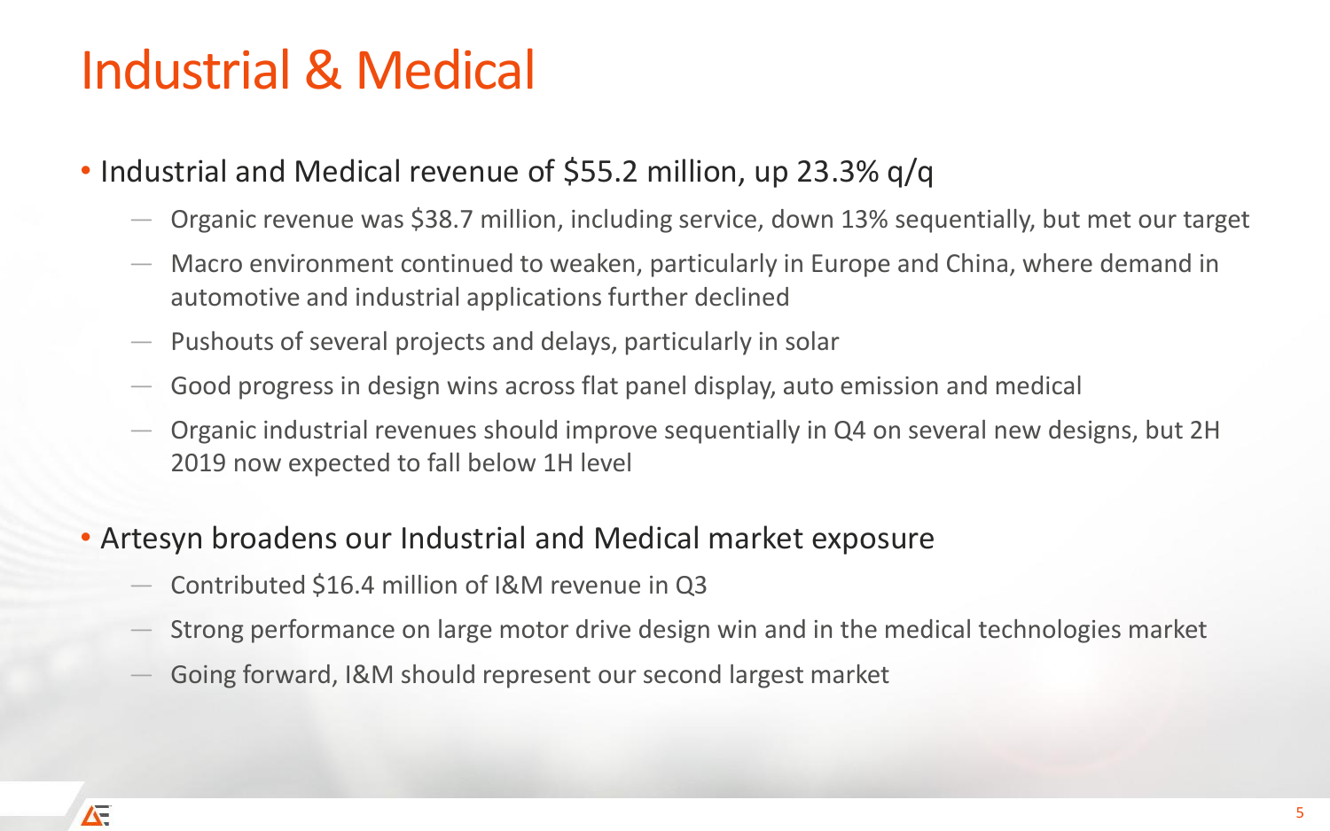# Industrial & Medical

- Industrial and Medical revenue of $55.2 million, up 23.3% q/q
  - Organic revenue was $38.7 million, including service, down 13% sequentially, but met our target
  - Macro environment continued to weaken, particularly in Europe and China, where demand in automotive and industrial applications further declined
  - Pushouts of several projects and delays, particularly in solar
  - Good progress in design wins across flat panel display, auto emission and medical
  - Organic industrial revenues should improve sequentially in Q4 on several new designs, but 2H 2019 now expected to fall below 1H level
- Artesyn broadens our Industrial and Medical market exposure
  - Contributed $16.4 million of I&M revenue in Q3
  - Strong performance on large motor drive design win and in the medical technologies market
  - Going forward, I&M should represent our second largest market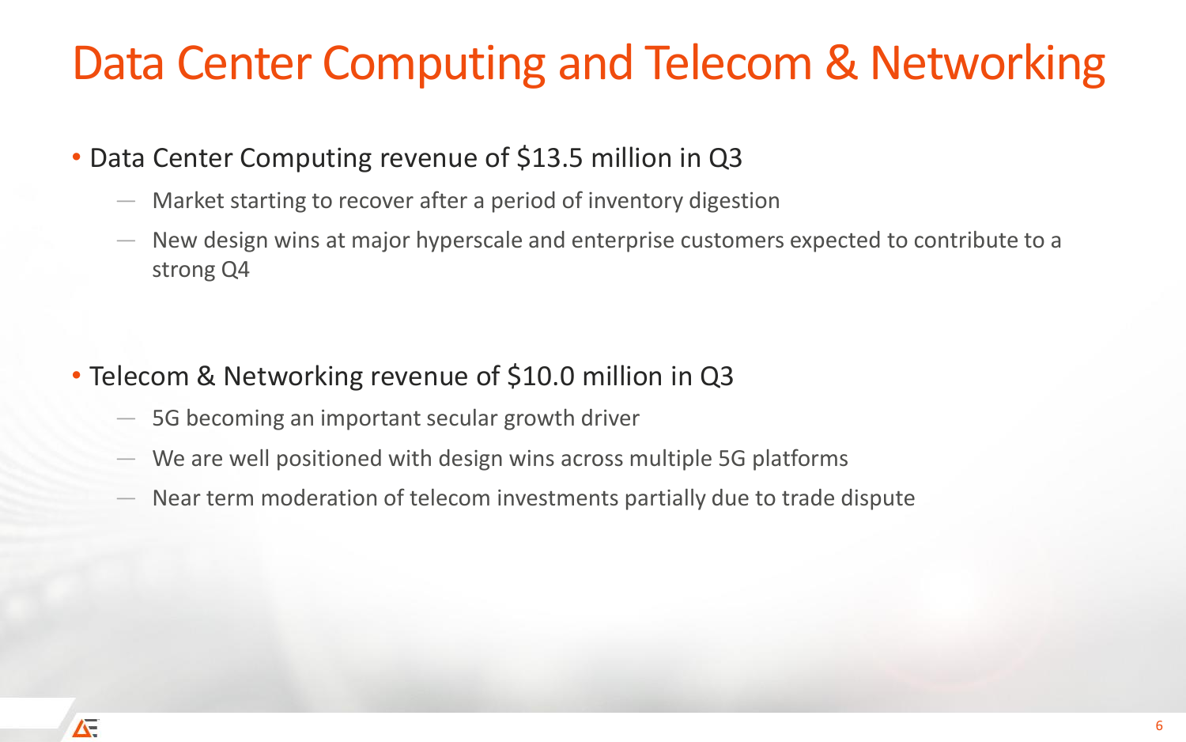# Data Center Computing and Telecom & Networking

- Data Center Computing revenue of $13.5 million in Q3
  - Market starting to recover after a period of inventory digestion
  - New design wins at major hyperscale and enterprise customers expected to contribute to a strong Q4

- Telecom & Networking revenue of $10.0 million in Q3
  - 5G becoming an important secular growth driver
  - We are well positioned with design wins across multiple 5G platforms
  - Near term moderation of telecom investments partially due to trade dispute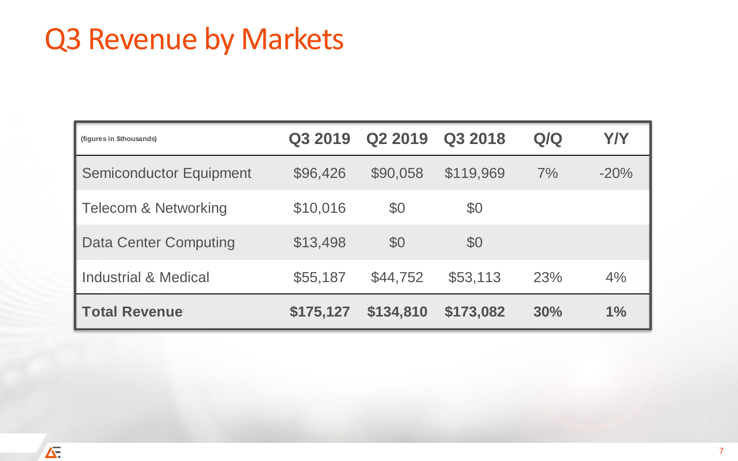# Q3 Revenue by Markets

| (figures in $thousands) | Q3 2019 | Q2 2019 | Q3 2018 | Q/Q | Y/Y |
|---|---|---|---|---|---|
| Semiconductor Equipment | $96,426 | $90,058 | $119,969 | 7% | -20% |
| Telecom & Networking | $10,016 | $0 | $0 | | |
| Data Center Computing | $13,498 | $0 | $0 | | |
| Industrial & Medical | $55,187 | $44,752 | $53,113 | 23% | 4% |
| **Total Revenue** | **$175,127** | **$134,810** | **$173,082** | **30%** | **1%** |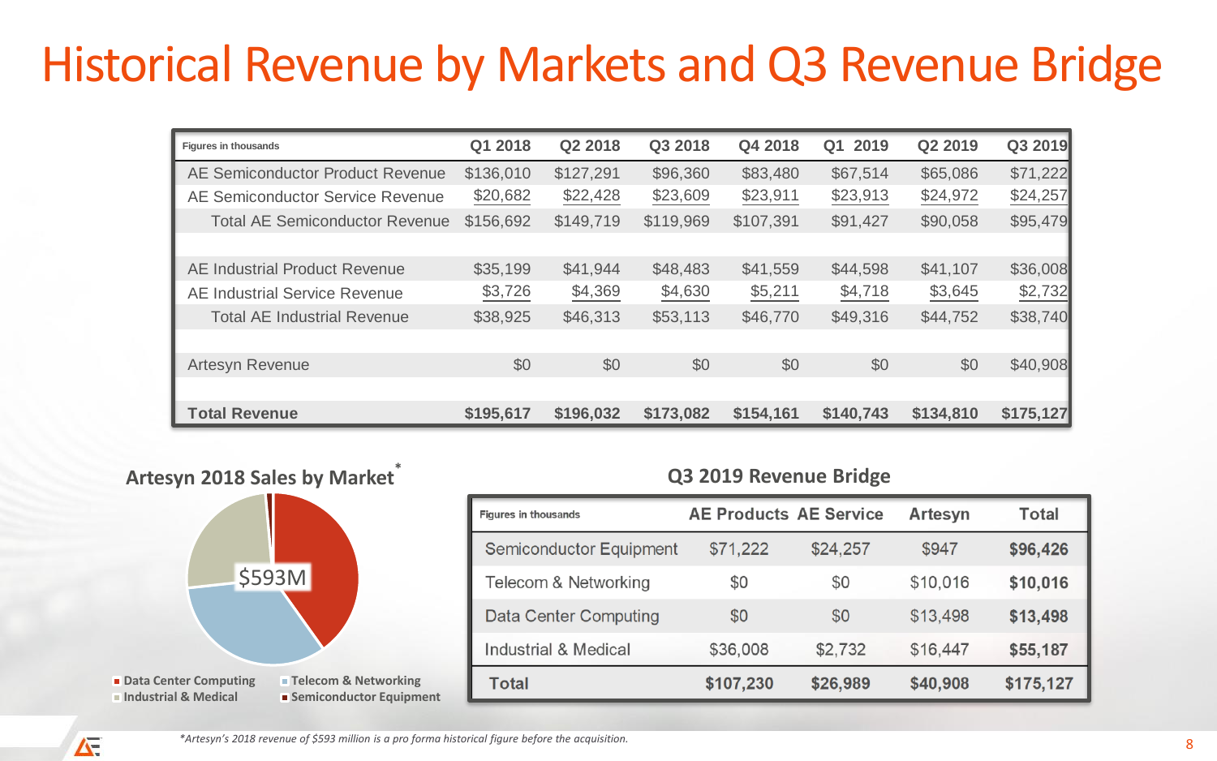# Historical Revenue by Markets and Q3 Revenue Bridge

| Figures in thousands | Q1 2018 | Q2 2018 | Q3 2018 | Q4 2018 | Q1 2019 | Q2 2019 | Q3 2019 |
|---|---|---|---|---|---|---|---|
| AE Semiconductor Product Revenue | $136,010 | $127,291 | $96,360 | $83,480 | $67,514 | $65,086 | $71,222 |
| AE Semiconductor Service Revenue | $20,682 | $22,428 | $23,609 | $23,911 | $23,913 | $24,972 | $24,257 |
| Total AE Semiconductor Revenue | $156,692 | $149,719 | $119,969 | $107,391 | $91,427 | $90,058 | $95,479 |
| | | | | | | | |
| AE Industrial Product Revenue | $35,199 | $41,944 | $48,483 | $41,559 | $44,598 | $41,107 | $36,008 |
| AE Industrial Service Revenue | $3,726 | $4,369 | $4,630 | $5,211 | $4,718 | $3,645 | $2,732 |
| Total AE Industrial Revenue | $38,925 | $46,313 | $53,113 | $46,770 | $49,316 | $44,752 | $38,740 |
| | | | | | | | |
| Artesyn Revenue | $0 | $0 | $0 | $0 | $0 | $0 | $40,908 |
| | | | | | | | |
| **Total Revenue** | **$195,617** | **$196,032** | **$173,082** | **$154,161** | **$140,743** | **$134,810** | **$175,127** |

## Artesyn 2018 Sales by Market*

$593M

- Data Center Computing
- Telecom & Networking
- Industrial & Medical
- Semiconductor Equipment

## Q3 2019 Revenue Bridge

| Figures in thousands | AE Products | AE Service | Artesyn | Total |
|---|---|---|---|---|
| Semiconductor Equipment | $71,222 | $24,257 | $947 | **$96,426** |
| Telecom & Networking | $0 | $0 | $10,016 | **$10,016** |
| Data Center Computing | $0 | $0 | $13,498 | **$13,498** |
| Industrial & Medical | $36,008 | $2,732 | $16,447 | **$55,187** |
| **Total** | **$107,230** | **$26,989** | **$40,908** | **$175,127** |

*Artesyn's 2018 revenue of $593 million is a pro forma historical figure before the acquisition.*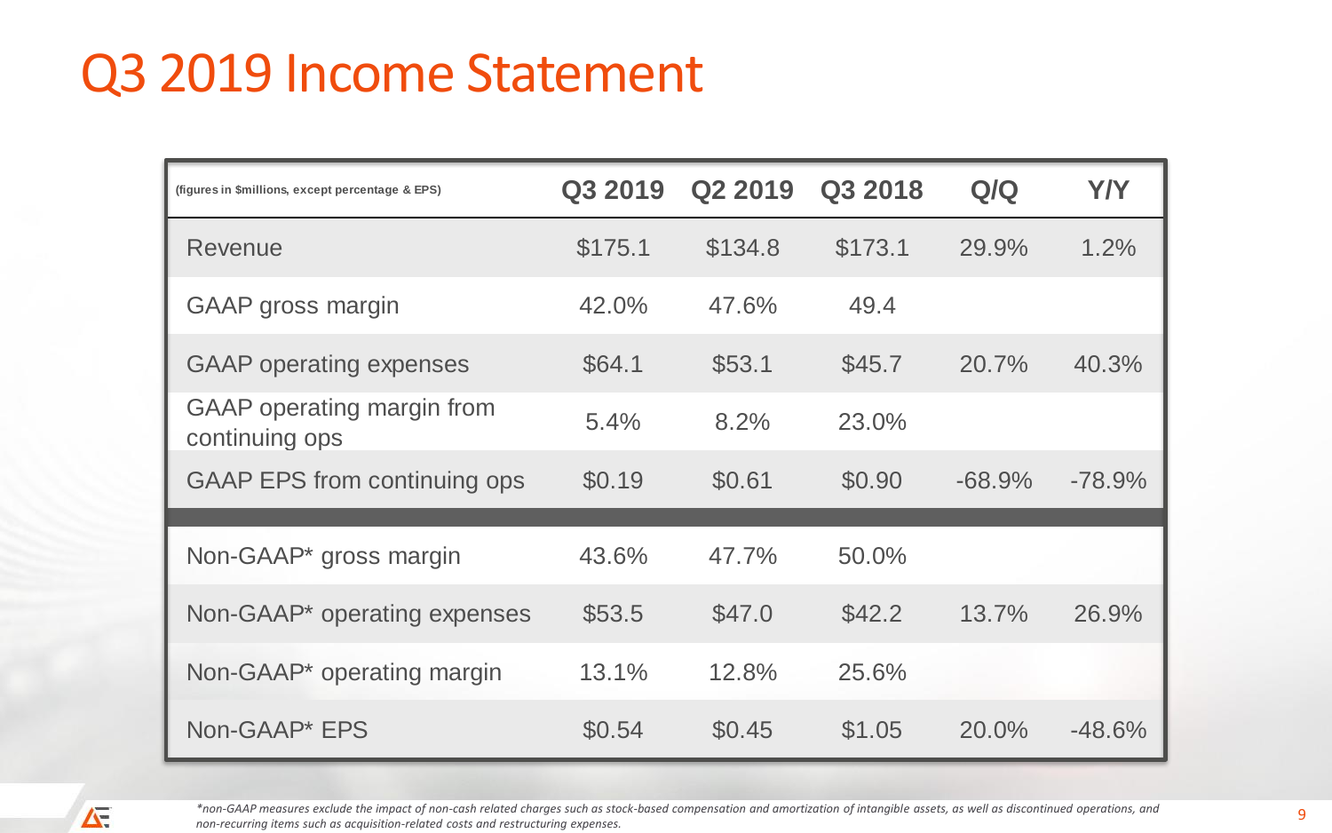# Q3 2019 Income Statement

| (figures in $millions, except percentage & EPS) | Q3 2019 | Q2 2019 | Q3 2018 | Q/Q | Y/Y |
|---|---|---|---|---|---|
| Revenue | $175.1 | $134.8 | $173.1 | 29.9% | 1.2% |
| GAAP gross margin | 42.0% | 47.6% | 49.4 | | |
| GAAP operating expenses | $64.1 | $53.1 | $45.7 | 20.7% | 40.3% |
| GAAP operating margin from continuing ops | 5.4% | 8.2% | 23.0% | | |
| GAAP EPS from continuing ops | $0.19 | $0.61 | $0.90 | -68.9% | -78.9% |
| Non-GAAP* gross margin | 43.6% | 47.7% | 50.0% | | |
| Non-GAAP* operating expenses | $53.5 | $47.0 | $42.2 | 13.7% | 26.9% |
| Non-GAAP* operating margin | 13.1% | 12.8% | 25.6% | | |
| Non-GAAP* EPS | $0.54 | $0.45 | $1.05 | 20.0% | -48.6% |

*\*non-GAAP measures exclude the impact of non-cash related charges such as stock-based compensation and amortization of intangible assets, as well as discontinued operations, and non-recurring items such as acquisition-related costs and restructuring expenses.*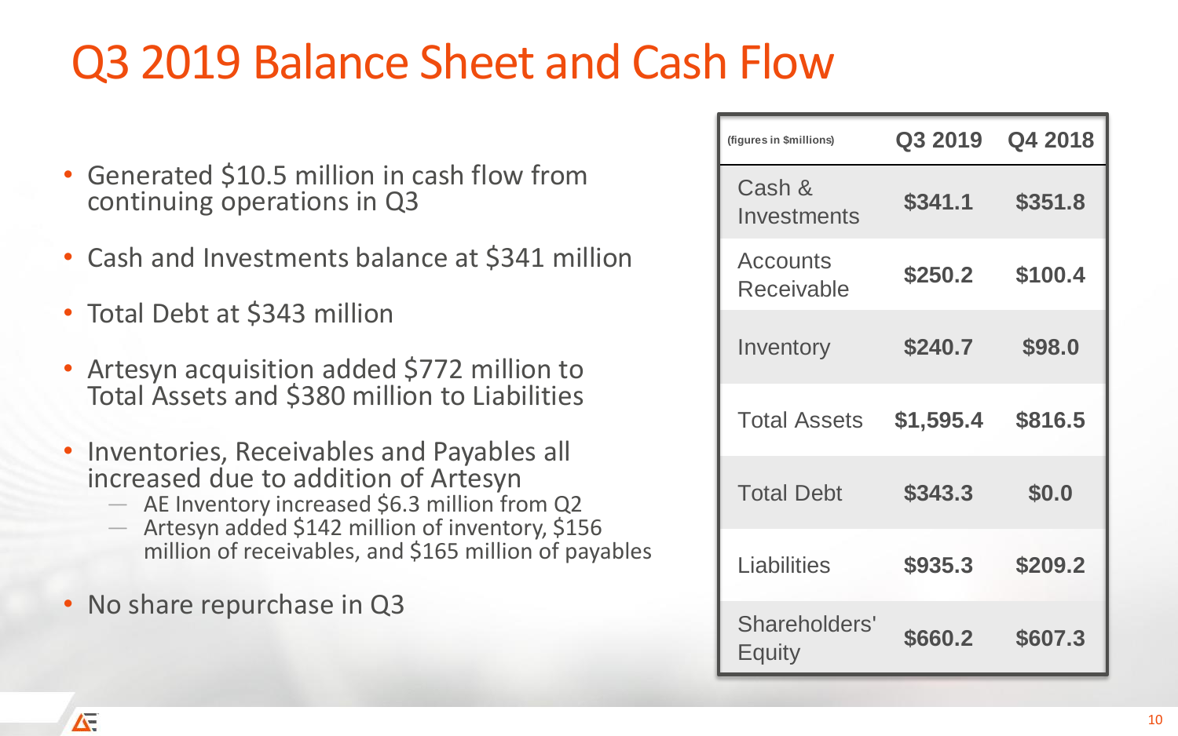# Q3 2019 Balance Sheet and Cash Flow

- Generated $10.5 million in cash flow from continuing operations in Q3
- Cash and Investments balance at $341 million
- Total Debt at $343 million
- Artesyn acquisition added $772 million to Total Assets and $380 million to Liabilities
- Inventories, Receivables and Payables all increased due to addition of Artesyn
  - AE Inventory increased $6.3 million from Q2
  - Artesyn added $142 million of inventory, $156 million of receivables, and $165 million of payables
- No share repurchase in Q3

| (figures in $millions) | Q3 2019 | Q4 2018 |
|---|---|---|
| Cash & Investments | $341.1 | $351.8 |
| Accounts Receivable | $250.2 | $100.4 |
| Inventory | $240.7 | $98.0 |
| Total Assets | $1,595.4 | $816.5 |
| Total Debt | $343.3 | $0.0 |
| Liabilities | $935.3 | $209.2 |
| Shareholders' Equity | $660.2 | $607.3 |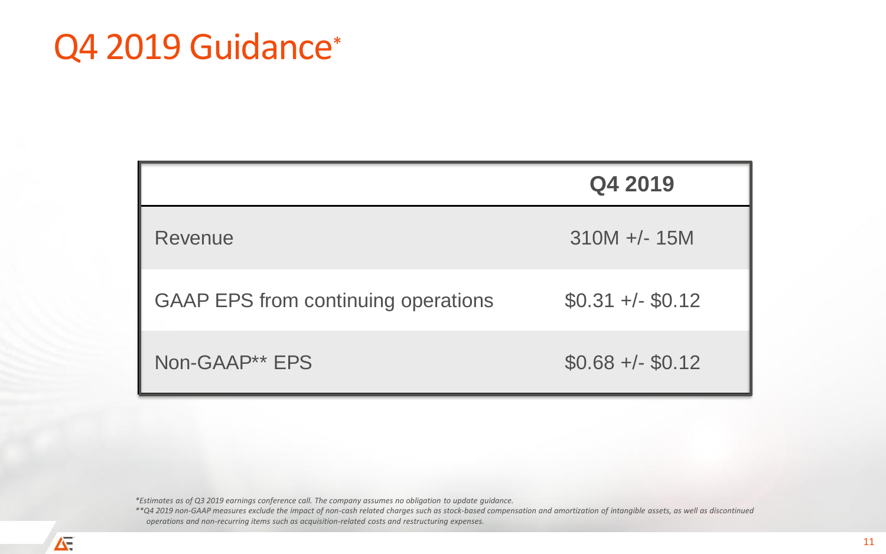# Q4 2019 Guidance*

| | Q4 2019 |
|---|---|
| Revenue | 310M +/- 15M |
| GAAP EPS from continuing operations | $0.31 +/- $0.12 |
| Non-GAAP** EPS | $0.68 +/- $0.12 |

*\*Estimates as of Q3 2019 earnings conference call. The company assumes no obligation to update guidance.*

*\*\*Q4 2019 non-GAAP measures exclude the impact of non-cash related charges such as stock-based compensation and amortization of intangible assets, as well as discontinued operations and non-recurring items such as acquisition-related costs and restructuring expenses.*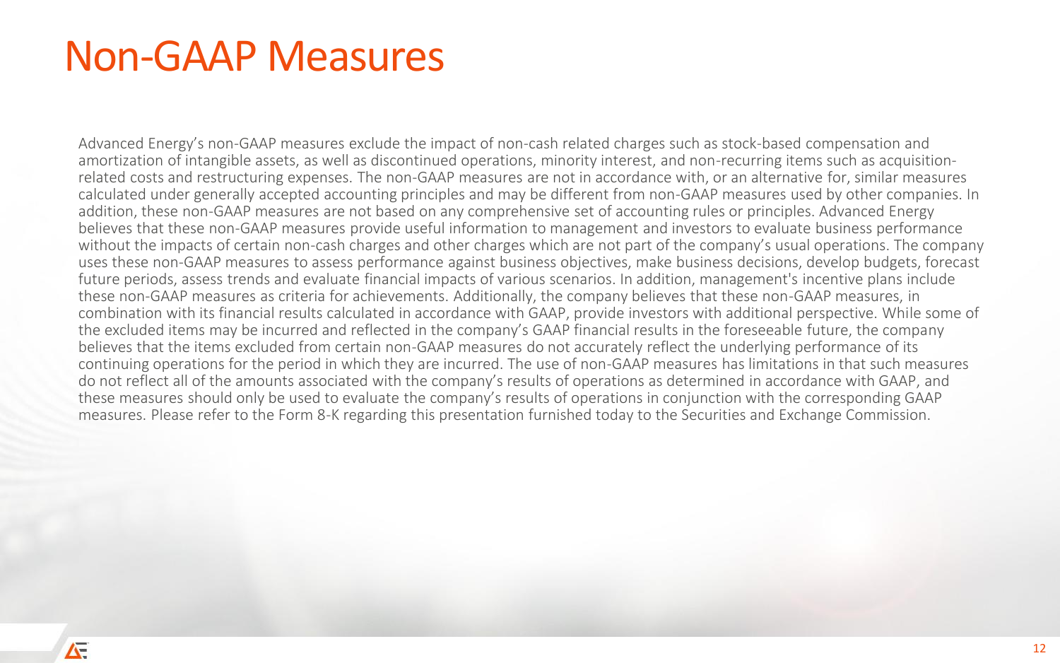# Non-GAAP Measures

Advanced Energy's non-GAAP measures exclude the impact of non-cash related charges such as stock-based compensation and amortization of intangible assets, as well as discontinued operations, minority interest, and non-recurring items such as acquisition-related costs and restructuring expenses. The non-GAAP measures are not in accordance with, or an alternative for, similar measures calculated under generally accepted accounting principles and may be different from non-GAAP measures used by other companies. In addition, these non-GAAP measures are not based on any comprehensive set of accounting rules or principles. Advanced Energy believes that these non-GAAP measures provide useful information to management and investors to evaluate business performance without the impacts of certain non-cash charges and other charges which are not part of the company's usual operations. The company uses these non-GAAP measures to assess performance against business objectives, make business decisions, develop budgets, forecast future periods, assess trends and evaluate financial impacts of various scenarios. In addition, management's incentive plans include these non-GAAP measures as criteria for achievements. Additionally, the company believes that these non-GAAP measures, in combination with its financial results calculated in accordance with GAAP, provide investors with additional perspective. While some of the excluded items may be incurred and reflected in the company's GAAP financial results in the foreseeable future, the company believes that the items excluded from certain non-GAAP measures do not accurately reflect the underlying performance of its continuing operations for the period in which they are incurred. The use of non-GAAP measures has limitations in that such measures do not reflect all of the amounts associated with the company's results of operations as determined in accordance with GAAP, and these measures should only be used to evaluate the company's results of operations in conjunction with the corresponding GAAP measures. Please refer to the Form 8-K regarding this presentation furnished today to the Securities and Exchange Commission.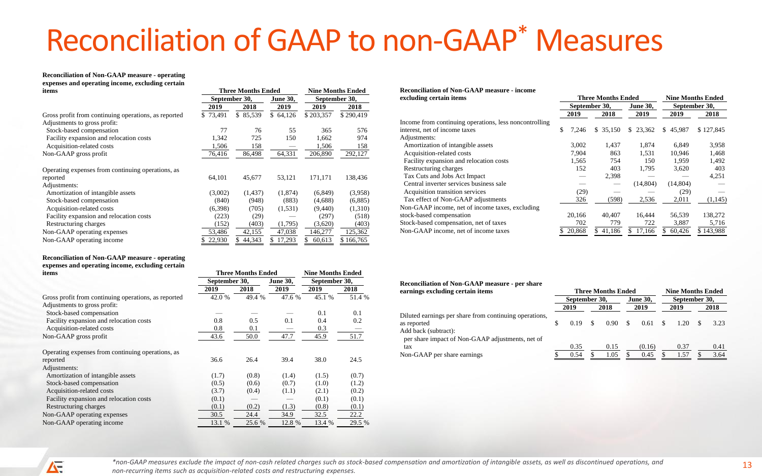# Reconciliation of GAAP to non-GAAP* Measures

**Reconciliation of Non-GAAP measure - operating expenses and operating income, excluding certain items**

| | Three Months Ended | | | Nine Months Ended | |
|---|---|---|---|---|---|
| | September 30, | | June 30, | September 30, | |
| | 2019 | 2018 | 2019 | 2019 | 2018 |
| Gross profit from continuing operations, as reported | $ 73,491 | $ 85,539 | $ 64,126 | $ 203,357 | $ 290,419 |
| Adjustments to gross profit: | | | | | |
| Stock-based compensation | 77 | 76 | 55 | 365 | 576 |
| Facility expansion and relocation costs | 1,342 | 725 | 150 | 1,662 | 974 |
| Acquisition-related costs | 1,506 | 158 | — | 1,506 | 158 |
| Non-GAAP gross profit | 76,416 | 86,498 | 64,331 | 206,890 | 292,127 |
| Operating expenses from continuing operations, as reported | 64,101 | 45,677 | 53,121 | 171,171 | 138,436 |
| Adjustments: | | | | | |
| Amortization of intangible assets | (3,002) | (1,437) | (1,874) | (6,849) | (3,958) |
| Stock-based compensation | (840) | (948) | (883) | (4,688) | (6,885) |
| Acquisition-related costs | (6,398) | (705) | (1,531) | (9,440) | (1,310) |
| Facility expansion and relocation costs | (223) | (29) | — | (297) | (518) |
| Restructuring charges | (152) | (403) | (1,795) | (3,620) | (403) |
| Non-GAAP operating expenses | 53,486 | 42,155 | 47,038 | 146,277 | 125,362 |
| Non-GAAP operating income | $ 22,930 | $ 44,343 | $ 17,293 | $ 60,613 | $ 166,765 |

**Reconciliation of Non-GAAP measure - operating expenses and operating income, excluding certain items**

| | Three Months Ended | | | Nine Months Ended | |
|---|---|---|---|---|---|
| | September 30, | | June 30, | September 30, | |
| | 2019 | 2018 | 2019 | 2019 | 2018 |
| Gross profit from continuing operations, as reported | 42.0 % | 49.4 % | 47.6 % | 45.1 % | 51.4 % |
| Adjustments to gross profit: | | | | | |
| Stock-based compensation | — | — | — | 0.1 | 0.1 |
| Facility expansion and relocation costs | 0.8 | 0.5 | 0.1 | 0.4 | 0.2 |
| Acquisition-related costs | 0.8 | 0.1 | — | 0.3 | — |
| Non-GAAP gross profit | 43.6 | 50.0 | 47.7 | 45.9 | 51.7 |
| Operating expenses from continuing operations, as reported | 36.6 | 26.4 | 39.4 | 38.0 | 24.5 |
| Adjustments: | | | | | |
| Amortization of intangible assets | (1.7) | (0.8) | (1.4) | (1.5) | (0.7) |
| Stock-based compensation | (0.5) | (0.6) | (0.7) | (1.0) | (1.2) |
| Acquisition-related costs | (3.7) | (0.4) | (1.1) | (2.1) | (0.2) |
| Facility expansion and relocation costs | (0.1) | — | — | (0.1) | (0.1) |
| Restructuring charges | (0.1) | (0.2) | (1.3) | (0.8) | (0.1) |
| Non-GAAP operating expenses | 30.5 | 24.4 | 34.9 | 32.5 | 22.2 |
| Non-GAAP operating income | 13.1 % | 25.6 % | 12.8 % | 13.4 % | 29.5 % |

**Reconciliation of Non-GAAP measure - income excluding certain items**

| | Three Months Ended | | | Nine Months Ended | |
|---|---|---|---|---|---|
| | September 30, | | June 30, | September 30, | |
| | 2019 | 2018 | 2019 | 2019 | 2018 |
| Income from continuing operations, less noncontrolling interest, net of income taxes | $ 7,246 | $ 35,150 | $ 23,362 | $ 45,987 | $ 127,845 |
| Adjustments: | | | | | |
| Amortization of intangible assets | 3,002 | 1,437 | 1,874 | 6,849 | 3,958 |
| Acquisition-related costs | 7,904 | 863 | 1,531 | 10,946 | 1,468 |
| Facility expansion and relocation costs | 1,565 | 754 | 150 | 1,959 | 1,492 |
| Restructuring charges | 152 | 403 | 1,795 | 3,620 | 403 |
| Tax Cuts and Jobs Act Impact | — | 2,398 | — | — | 4,251 |
| Central inverter services business sale | — | — | (14,804) | (14,804) | — |
| Acquisition transition services | (29) | — | — | (29) | — |
| Tax effect of Non-GAAP adjustments | 326 | (598) | 2,536 | 2,011 | (1,145) |
| Non-GAAP income, net of income taxes, excluding stock-based compensation | 20,166 | 40,407 | 16,444 | 56,539 | 138,272 |
| Stock-based compensation, net of taxes | 702 | 779 | 722 | 3,887 | 5,716 |
| Non-GAAP income, net of income taxes | $ 20,868 | $ 41,186 | $ 17,166 | $ 60,426 | $ 143,988 |

**Reconciliation of Non-GAAP measure - per share earnings excluding certain items**

| | Three Months Ended | | | Nine Months Ended | |
|---|---|---|---|---|---|
| | September 30, | | June 30, | September 30, | |
| | 2019 | 2018 | 2019 | 2019 | 2018 |
| Diluted earnings per share from continuing operations, as reported | $ 0.19 | $ 0.90 | $ 0.61 | $ 1.20 | $ 3.23 |
| Add back (subtract): | | | | | |
| per share impact of Non-GAAP adjustments, net of tax | 0.35 | 0.15 | (0.16) | 0.37 | 0.41 |
| Non-GAAP per share earnings | $ 0.54 | $ 1.05 | $ 0.45 | $ 1.57 | $ 3.64 |

*\*non-GAAP measures exclude the impact of non-cash related charges such as stock-based compensation and amortization of intangible assets, as well as discontinued operations, and non-recurring items such as acquisition-related costs and restructuring expenses.*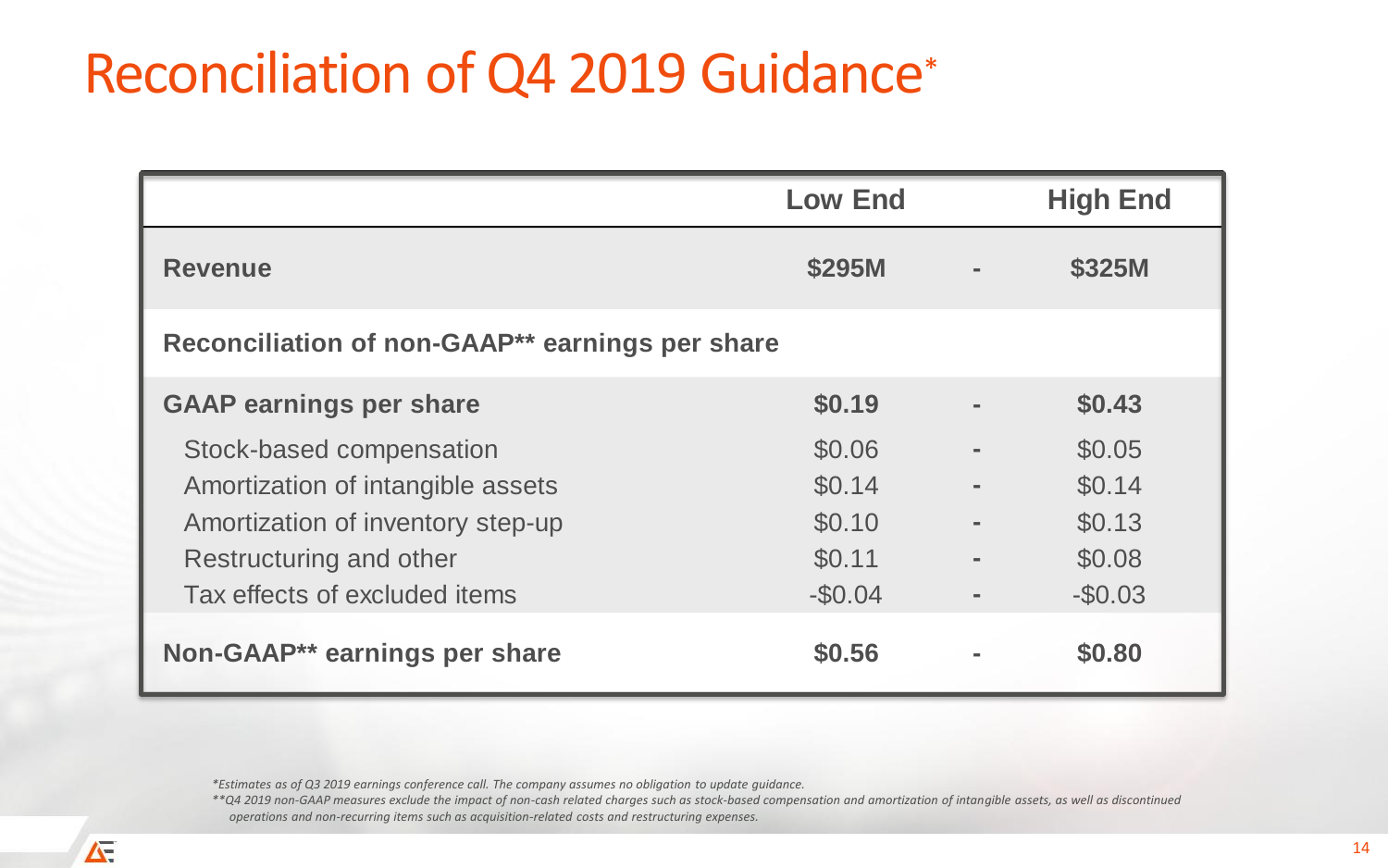# Reconciliation of Q4 2019 Guidance*

| | Low End | | High End |
|---|---|---|---|
| **Revenue** | **$295M** | - | **$325M** |
| **Reconciliation of non-GAAP** earnings per share** | | | |
| **GAAP earnings per share** | **$0.19** | - | **$0.43** |
| Stock-based compensation | $0.06 | - | $0.05 |
| Amortization of intangible assets | $0.14 | - | $0.14 |
| Amortization of inventory step-up | $0.10 | - | $0.13 |
| Restructuring and other | $0.11 | - | $0.08 |
| Tax effects of excluded items | -$0.04 | - | -$0.03 |
| **Non-GAAP** earnings per share** | **$0.56** | - | **$0.80** |

*\*Estimates as of Q3 2019 earnings conference call. The company assumes no obligation to update guidance.*

*\*\*Q4 2019 non-GAAP measures exclude the impact of non-cash related charges such as stock-based compensation and amortization of intangible assets, as well as discontinued operations and non-recurring items such as acquisition-related costs and restructuring expenses.*